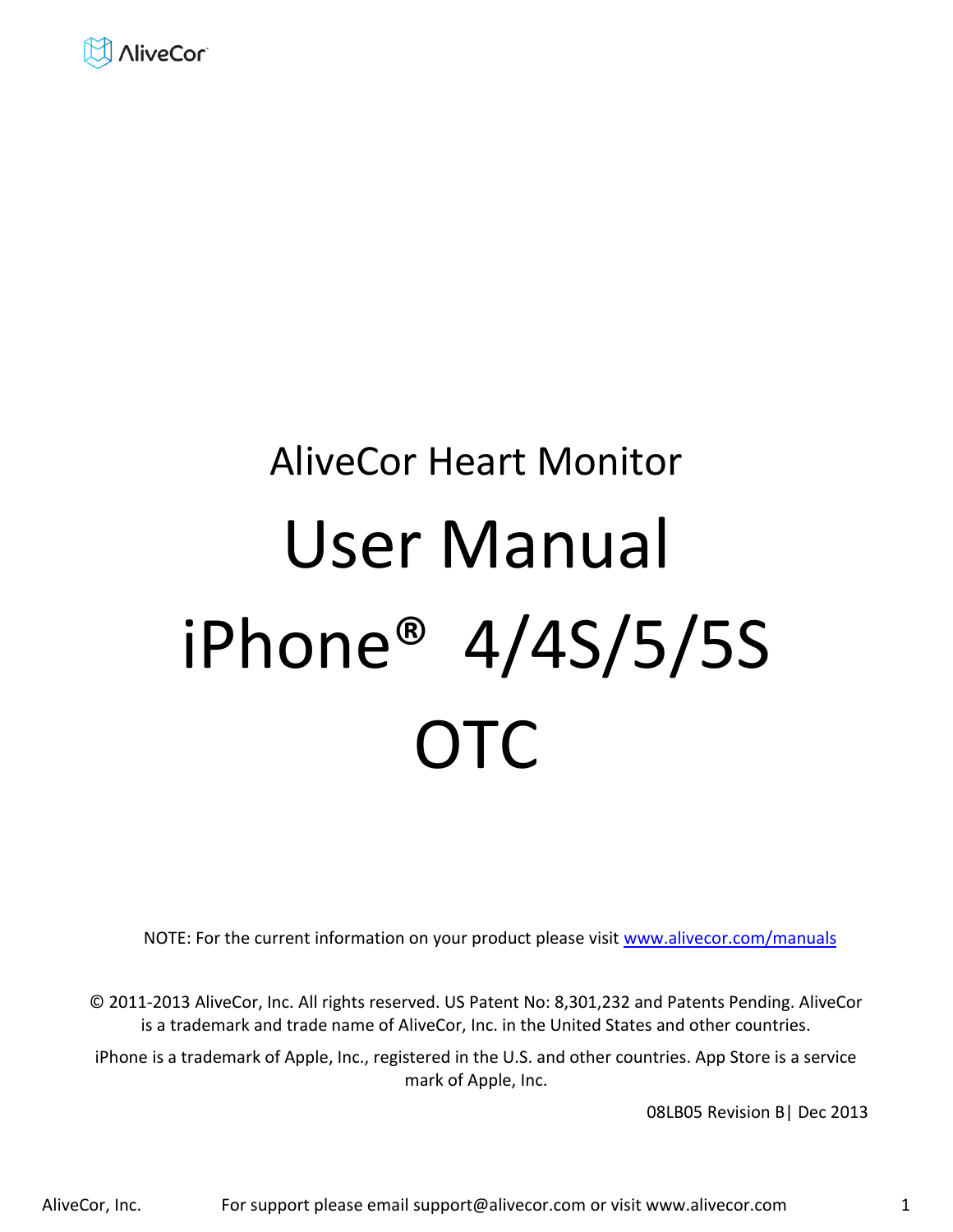AliveCor

# AliveCor Heart Monitor

# User Manual

# iPhone® 4/4S/5/5S

# OTC

NOTE: For the current information on your product please visit [www.alivecor.com/manuals](www.alivecor.com/manuals)

© 2011-2013 AliveCor, Inc. All rights reserved. US Patent No: 8,301,232 and Patents Pending. AliveCor is a trademark and trade name of AliveCor, Inc. in the United States and other countries.

iPhone is a trademark of Apple, Inc., registered in the U.S. and other countries. App Store is a service mark of Apple, Inc.

08LB05 Revision B| Dec 2013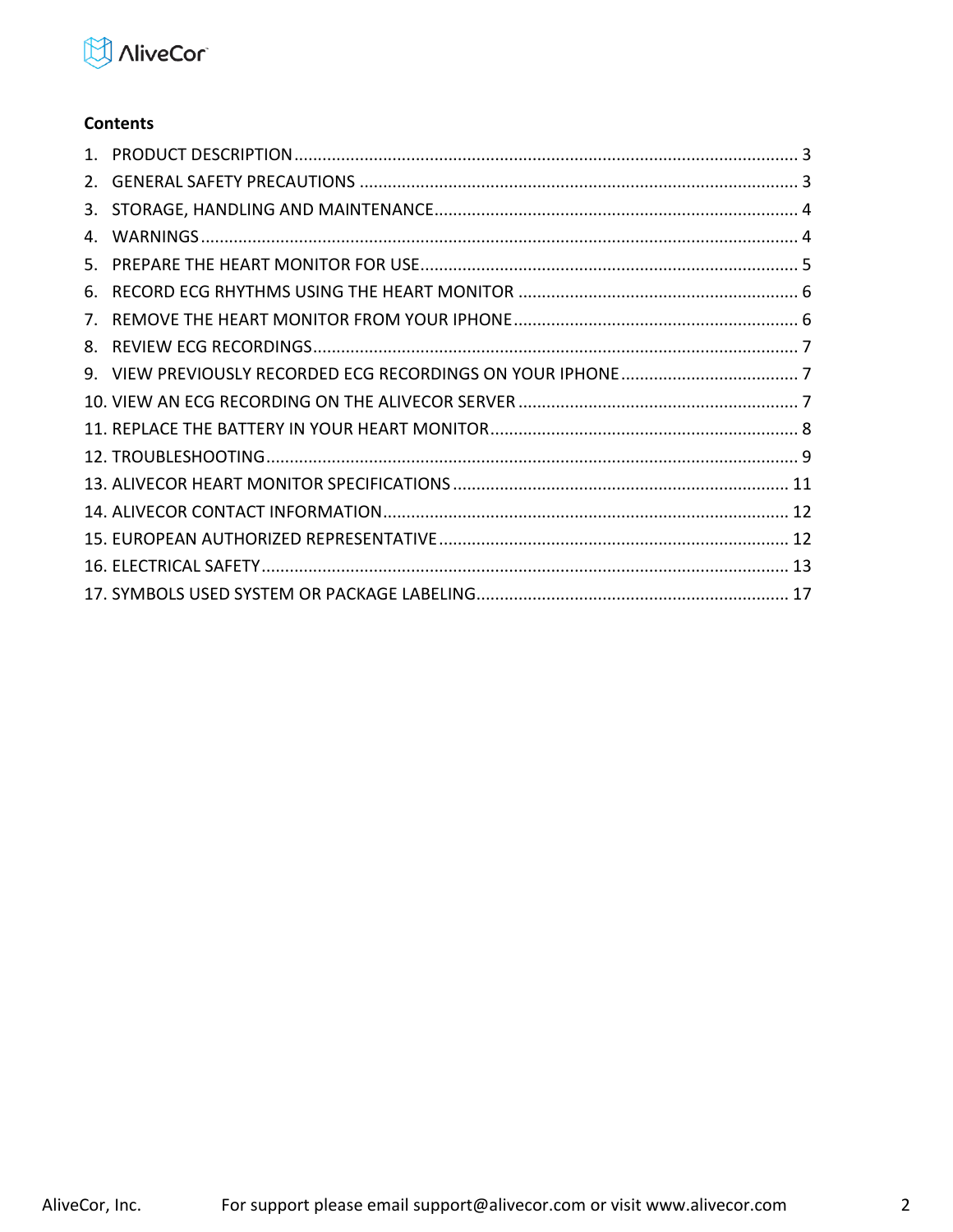## Contents

1. PRODUCT DESCRIPTION ........................................................................................................... 3
2. GENERAL SAFETY PRECAUTIONS ............................................................................................. 3
3. STORAGE, HANDLING AND MAINTENANCE ............................................................................. 4
4. WARNINGS ............................................................................................................................... 4
5. PREPARE THE HEART MONITOR FOR USE ................................................................................ 5
6. RECORD ECG RHYTHMS USING THE HEART MONITOR ............................................................ 6
7. REMOVE THE HEART MONITOR FROM YOUR IPHONE ............................................................. 6
8. REVIEW ECG RECORDINGS ....................................................................................................... 7
9. VIEW PREVIOUSLY RECORDED ECG RECORDINGS ON YOUR IPHONE ...................................... 7
10. VIEW AN ECG RECORDING ON THE ALIVECOR SERVER ............................................................ 7
11. REPLACE THE BATTERY IN YOUR HEART MONITOR .................................................................. 8
12. TROUBLESHOOTING ................................................................................................................. 9
13. ALIVECOR HEART MONITOR SPECIFICATIONS ........................................................................ 11
14. ALIVECOR CONTACT INFORMATION ....................................................................................... 12
15. EUROPEAN AUTHORIZED REPRESENTATIVE ........................................................................... 12
16. ELECTRICAL SAFETY ................................................................................................................ 13
17. SYMBOLS USED SYSTEM OR PACKAGE LABELING ................................................................... 17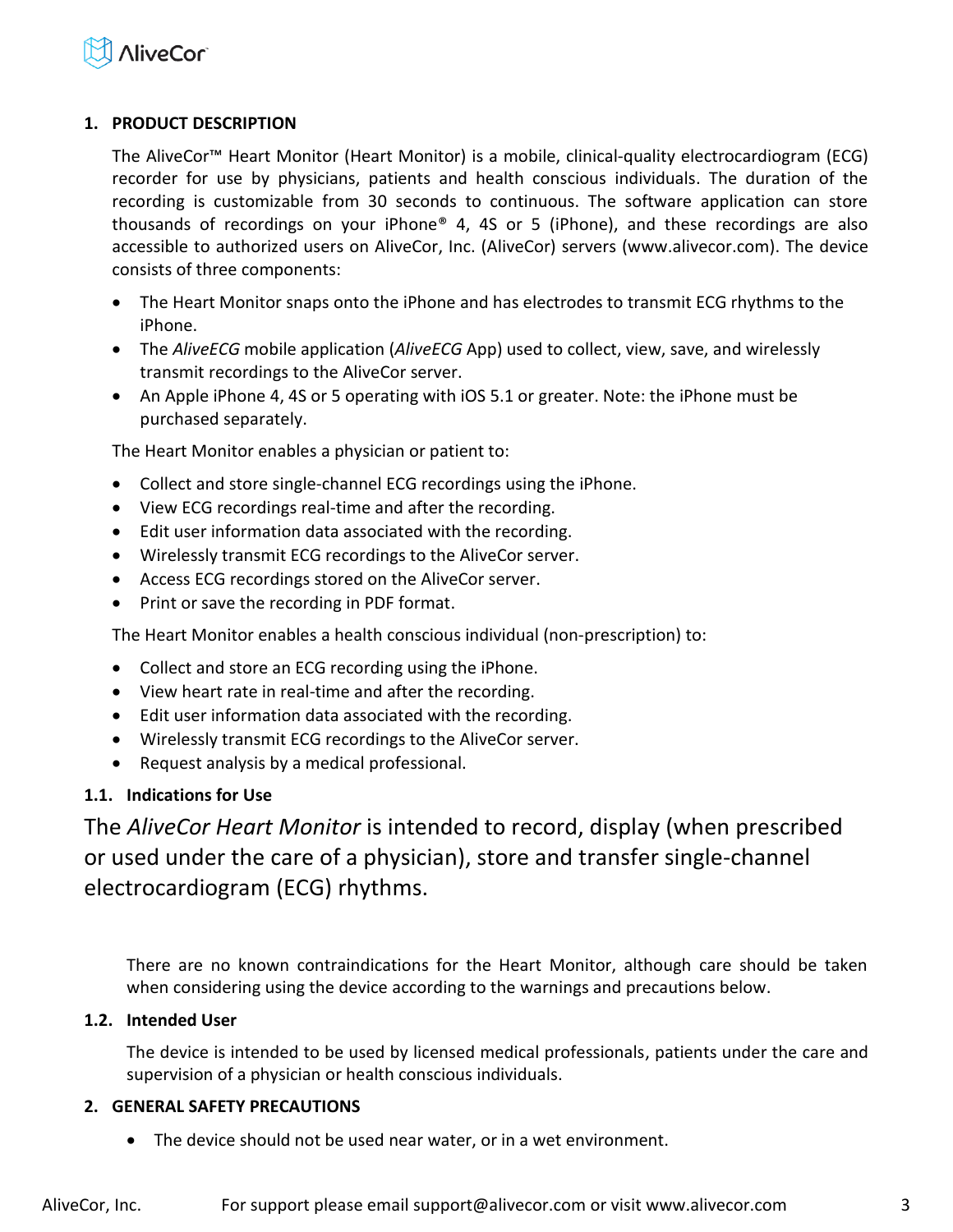## 1. PRODUCT DESCRIPTION

The AliveCor™ Heart Monitor (Heart Monitor) is a mobile, clinical-quality electrocardiogram (ECG) recorder for use by physicians, patients and health conscious individuals. The duration of the recording is customizable from 30 seconds to continuous. The software application can store thousands of recordings on your iPhone® 4, 4S or 5 (iPhone), and these recordings are also accessible to authorized users on AliveCor, Inc. (AliveCor) servers (www.alivecor.com). The device consists of three components:

- The Heart Monitor snaps onto the iPhone and has electrodes to transmit ECG rhythms to the iPhone.
- The *AliveECG* mobile application (*AliveECG* App) used to collect, view, save, and wirelessly transmit recordings to the AliveCor server.
- An Apple iPhone 4, 4S or 5 operating with iOS 5.1 or greater. Note: the iPhone must be purchased separately.

The Heart Monitor enables a physician or patient to:

- Collect and store single-channel ECG recordings using the iPhone.
- View ECG recordings real-time and after the recording.
- Edit user information data associated with the recording.
- Wirelessly transmit ECG recordings to the AliveCor server.
- Access ECG recordings stored on the AliveCor server.
- Print or save the recording in PDF format.

The Heart Monitor enables a health conscious individual (non-prescription) to:

- Collect and store an ECG recording using the iPhone.
- View heart rate in real-time and after the recording.
- Edit user information data associated with the recording.
- Wirelessly transmit ECG recordings to the AliveCor server.
- Request analysis by a medical professional.

### 1.1. Indications for Use

The *AliveCor Heart Monitor* is intended to record, display (when prescribed or used under the care of a physician), store and transfer single-channel electrocardiogram (ECG) rhythms.

There are no known contraindications for the Heart Monitor, although care should be taken when considering using the device according to the warnings and precautions below.

### 1.2. Intended User

The device is intended to be used by licensed medical professionals, patients under the care and supervision of a physician or health conscious individuals.

## 2. GENERAL SAFETY PRECAUTIONS

- The device should not be used near water, or in a wet environment.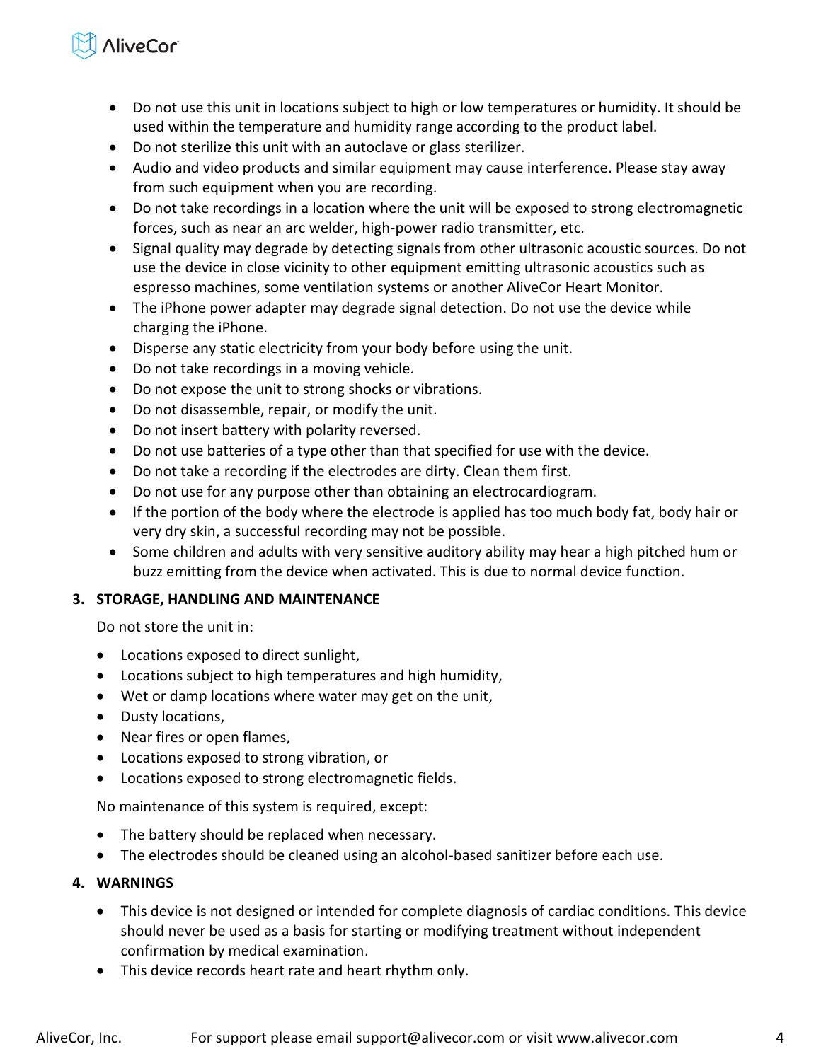- Do not use this unit in locations subject to high or low temperatures or humidity. It should be used within the temperature and humidity range according to the product label.
- Do not sterilize this unit with an autoclave or glass sterilizer.
- Audio and video products and similar equipment may cause interference. Please stay away from such equipment when you are recording.
- Do not take recordings in a location where the unit will be exposed to strong electromagnetic forces, such as near an arc welder, high-power radio transmitter, etc.
- Signal quality may degrade by detecting signals from other ultrasonic acoustic sources. Do not use the device in close vicinity to other equipment emitting ultrasonic acoustics such as espresso machines, some ventilation systems or another AliveCor Heart Monitor.
- The iPhone power adapter may degrade signal detection. Do not use the device while charging the iPhone.
- Disperse any static electricity from your body before using the unit.
- Do not take recordings in a moving vehicle.
- Do not expose the unit to strong shocks or vibrations.
- Do not disassemble, repair, or modify the unit.
- Do not insert battery with polarity reversed.
- Do not use batteries of a type other than that specified for use with the device.
- Do not take a recording if the electrodes are dirty. Clean them first.
- Do not use for any purpose other than obtaining an electrocardiogram.
- If the portion of the body where the electrode is applied has too much body fat, body hair or very dry skin, a successful recording may not be possible.
- Some children and adults with very sensitive auditory ability may hear a high pitched hum or buzz emitting from the device when activated. This is due to normal device function.

## 3. STORAGE, HANDLING AND MAINTENANCE

Do not store the unit in:

- Locations exposed to direct sunlight,
- Locations subject to high temperatures and high humidity,
- Wet or damp locations where water may get on the unit,
- Dusty locations,
- Near fires or open flames,
- Locations exposed to strong vibration, or
- Locations exposed to strong electromagnetic fields.

No maintenance of this system is required, except:

- The battery should be replaced when necessary.
- The electrodes should be cleaned using an alcohol-based sanitizer before each use.

## 4. WARNINGS

- This device is not designed or intended for complete diagnosis of cardiac conditions. This device should never be used as a basis for starting or modifying treatment without independent confirmation by medical examination.
- This device records heart rate and heart rhythm only.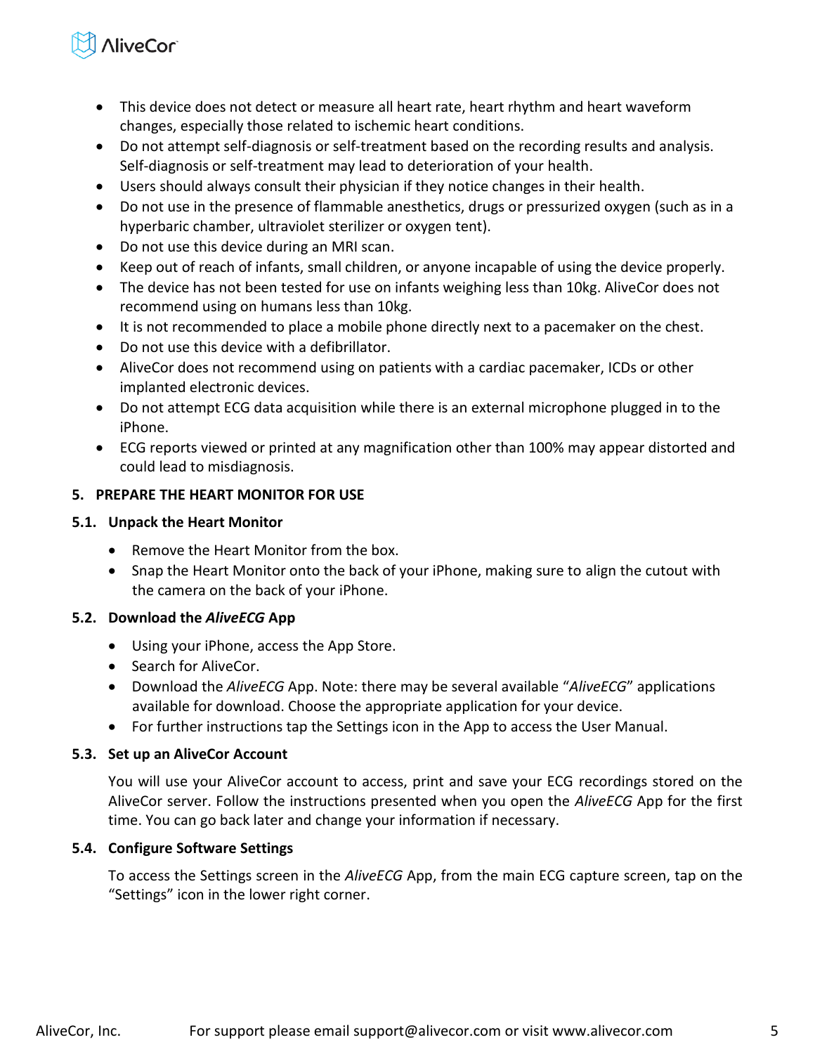- This device does not detect or measure all heart rate, heart rhythm and heart waveform changes, especially those related to ischemic heart conditions.
- Do not attempt self-diagnosis or self-treatment based on the recording results and analysis. Self-diagnosis or self-treatment may lead to deterioration of your health.
- Users should always consult their physician if they notice changes in their health.
- Do not use in the presence of flammable anesthetics, drugs or pressurized oxygen (such as in a hyperbaric chamber, ultraviolet sterilizer or oxygen tent).
- Do not use this device during an MRI scan.
- Keep out of reach of infants, small children, or anyone incapable of using the device properly.
- The device has not been tested for use on infants weighing less than 10kg. AliveCor does not recommend using on humans less than 10kg.
- It is not recommended to place a mobile phone directly next to a pacemaker on the chest.
- Do not use this device with a defibrillator.
- AliveCor does not recommend using on patients with a cardiac pacemaker, ICDs or other implanted electronic devices.
- Do not attempt ECG data acquisition while there is an external microphone plugged in to the iPhone.
- ECG reports viewed or printed at any magnification other than 100% may appear distorted and could lead to misdiagnosis.

## 5. PREPARE THE HEART MONITOR FOR USE

### 5.1. Unpack the Heart Monitor

- Remove the Heart Monitor from the box.
- Snap the Heart Monitor onto the back of your iPhone, making sure to align the cutout with the camera on the back of your iPhone.

### 5.2. Download the *AliveECG* App

- Using your iPhone, access the App Store.
- Search for AliveCor.
- Download the *AliveECG* App. Note: there may be several available "*AliveECG*" applications available for download. Choose the appropriate application for your device.
- For further instructions tap the Settings icon in the App to access the User Manual.

### 5.3. Set up an AliveCor Account

You will use your AliveCor account to access, print and save your ECG recordings stored on the AliveCor server. Follow the instructions presented when you open the *AliveECG* App for the first time. You can go back later and change your information if necessary.

### 5.4. Configure Software Settings

To access the Settings screen in the *AliveECG* App, from the main ECG capture screen, tap on the "Settings" icon in the lower right corner.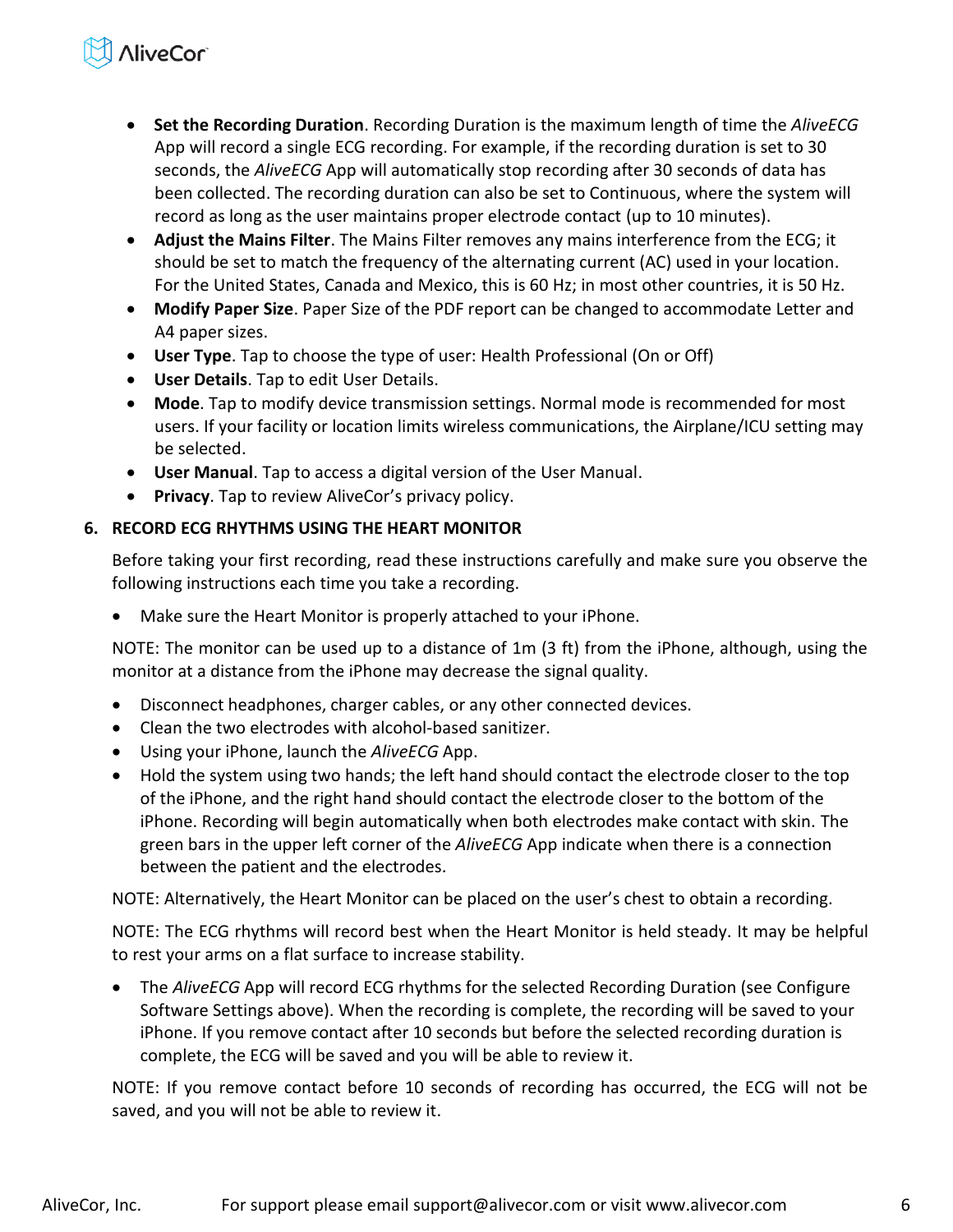- **Set the Recording Duration**. Recording Duration is the maximum length of time the *AliveECG* App will record a single ECG recording. For example, if the recording duration is set to 30 seconds, the *AliveECG* App will automatically stop recording after 30 seconds of data has been collected. The recording duration can also be set to Continuous, where the system will record as long as the user maintains proper electrode contact (up to 10 minutes).
- **Adjust the Mains Filter**. The Mains Filter removes any mains interference from the ECG; it should be set to match the frequency of the alternating current (AC) used in your location. For the United States, Canada and Mexico, this is 60 Hz; in most other countries, it is 50 Hz.
- **Modify Paper Size**. Paper Size of the PDF report can be changed to accommodate Letter and A4 paper sizes.
- **User Type**. Tap to choose the type of user: Health Professional (On or Off)
- **User Details**. Tap to edit User Details.
- **Mode**. Tap to modify device transmission settings. Normal mode is recommended for most users. If your facility or location limits wireless communications, the Airplane/ICU setting may be selected.
- **User Manual**. Tap to access a digital version of the User Manual.
- **Privacy**. Tap to review AliveCor's privacy policy.

## 6. RECORD ECG RHYTHMS USING THE HEART MONITOR

Before taking your first recording, read these instructions carefully and make sure you observe the following instructions each time you take a recording.

- Make sure the Heart Monitor is properly attached to your iPhone.

NOTE: The monitor can be used up to a distance of 1m (3 ft) from the iPhone, although, using the monitor at a distance from the iPhone may decrease the signal quality.

- Disconnect headphones, charger cables, or any other connected devices.
- Clean the two electrodes with alcohol-based sanitizer.
- Using your iPhone, launch the *AliveECG* App.
- Hold the system using two hands; the left hand should contact the electrode closer to the top of the iPhone, and the right hand should contact the electrode closer to the bottom of the iPhone. Recording will begin automatically when both electrodes make contact with skin. The green bars in the upper left corner of the *AliveECG* App indicate when there is a connection between the patient and the electrodes.

NOTE: Alternatively, the Heart Monitor can be placed on the user's chest to obtain a recording.

NOTE: The ECG rhythms will record best when the Heart Monitor is held steady. It may be helpful to rest your arms on a flat surface to increase stability.

- The *AliveECG* App will record ECG rhythms for the selected Recording Duration (see Configure Software Settings above). When the recording is complete, the recording will be saved to your iPhone. If you remove contact after 10 seconds but before the selected recording duration is complete, the ECG will be saved and you will be able to review it.

NOTE: If you remove contact before 10 seconds of recording has occurred, the ECG will not be saved, and you will not be able to review it.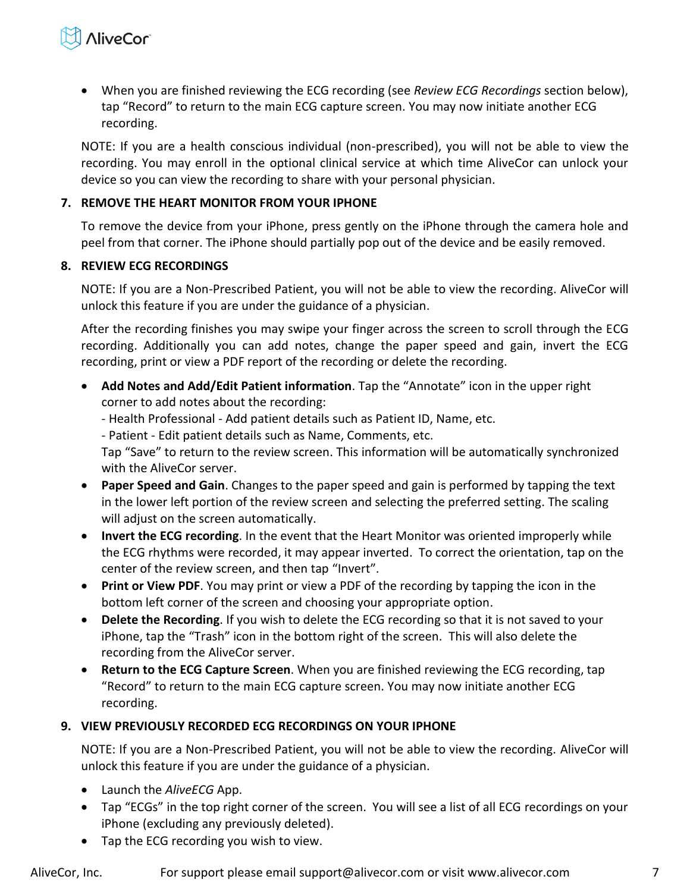- When you are finished reviewing the ECG recording (see *Review ECG Recordings* section below), tap “Record” to return to the main ECG capture screen. You may now initiate another ECG recording.

NOTE: If you are a health conscious individual (non-prescribed), you will not be able to view the recording. You may enroll in the optional clinical service at which time AliveCor can unlock your device so you can view the recording to share with your personal physician.

### 7. REMOVE THE HEART MONITOR FROM YOUR IPHONE

To remove the device from your iPhone, press gently on the iPhone through the camera hole and peel from that corner. The iPhone should partially pop out of the device and be easily removed.

### 8. REVIEW ECG RECORDINGS

NOTE: If you are a Non-Prescribed Patient, you will not be able to view the recording. AliveCor will unlock this feature if you are under the guidance of a physician.

After the recording finishes you may swipe your finger across the screen to scroll through the ECG recording. Additionally you can add notes, change the paper speed and gain, invert the ECG recording, print or view a PDF report of the recording or delete the recording.

- **Add Notes and Add/Edit Patient information**. Tap the “Annotate” icon in the upper right corner to add notes about the recording:
  - Health Professional - Add patient details such as Patient ID, Name, etc.
  - Patient - Edit patient details such as Name, Comments, etc.

  Tap “Save” to return to the review screen. This information will be automatically synchronized with the AliveCor server.
- **Paper Speed and Gain**. Changes to the paper speed and gain is performed by tapping the text in the lower left portion of the review screen and selecting the preferred setting. The scaling will adjust on the screen automatically.
- **Invert the ECG recording**. In the event that the Heart Monitor was oriented improperly while the ECG rhythms were recorded, it may appear inverted. To correct the orientation, tap on the center of the review screen, and then tap “Invert”.
- **Print or View PDF**. You may print or view a PDF of the recording by tapping the icon in the bottom left corner of the screen and choosing your appropriate option.
- **Delete the Recording**. If you wish to delete the ECG recording so that it is not saved to your iPhone, tap the “Trash” icon in the bottom right of the screen. This will also delete the recording from the AliveCor server.
- **Return to the ECG Capture Screen**. When you are finished reviewing the ECG recording, tap “Record” to return to the main ECG capture screen. You may now initiate another ECG recording.

### 9. VIEW PREVIOUSLY RECORDED ECG RECORDINGS ON YOUR IPHONE

NOTE: If you are a Non-Prescribed Patient, you will not be able to view the recording. AliveCor will unlock this feature if you are under the guidance of a physician.

- Launch the *AliveECG* App.
- Tap “ECGs” in the top right corner of the screen. You will see a list of all ECG recordings on your iPhone (excluding any previously deleted).
- Tap the ECG recording you wish to view.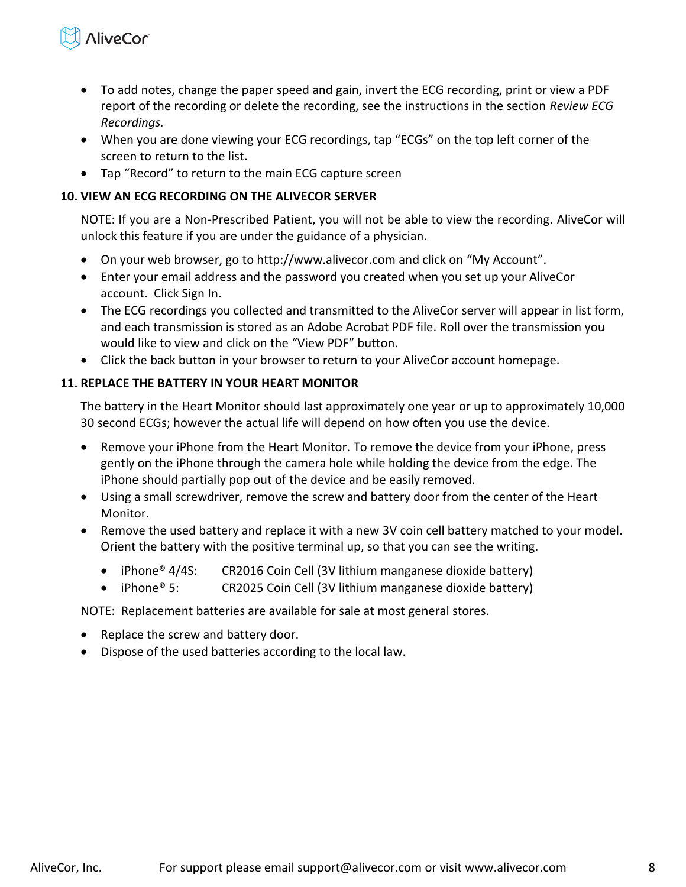- To add notes, change the paper speed and gain, invert the ECG recording, print or view a PDF report of the recording or delete the recording, see the instructions in the section *Review ECG Recordings.*
- When you are done viewing your ECG recordings, tap "ECGs" on the top left corner of the screen to return to the list.
- Tap "Record" to return to the main ECG capture screen

## 10. VIEW AN ECG RECORDING ON THE ALIVECOR SERVER

NOTE: If you are a Non-Prescribed Patient, you will not be able to view the recording. AliveCor will unlock this feature if you are under the guidance of a physician.

- On your web browser, go to http://www.alivecor.com and click on "My Account".
- Enter your email address and the password you created when you set up your AliveCor account. Click Sign In.
- The ECG recordings you collected and transmitted to the AliveCor server will appear in list form, and each transmission is stored as an Adobe Acrobat PDF file. Roll over the transmission you would like to view and click on the "View PDF" button.
- Click the back button in your browser to return to your AliveCor account homepage.

## 11. REPLACE THE BATTERY IN YOUR HEART MONITOR

The battery in the Heart Monitor should last approximately one year or up to approximately 10,000 30 second ECGs; however the actual life will depend on how often you use the device.

- Remove your iPhone from the Heart Monitor. To remove the device from your iPhone, press gently on the iPhone through the camera hole while holding the device from the edge. The iPhone should partially pop out of the device and be easily removed.
- Using a small screwdriver, remove the screw and battery door from the center of the Heart Monitor.
- Remove the used battery and replace it with a new 3V coin cell battery matched to your model. Orient the battery with the positive terminal up, so that you can see the writing.
  - iPhone® 4/4S: CR2016 Coin Cell (3V lithium manganese dioxide battery)
  - iPhone® 5: CR2025 Coin Cell (3V lithium manganese dioxide battery)

NOTE: Replacement batteries are available for sale at most general stores.

- Replace the screw and battery door.
- Dispose of the used batteries according to the local law.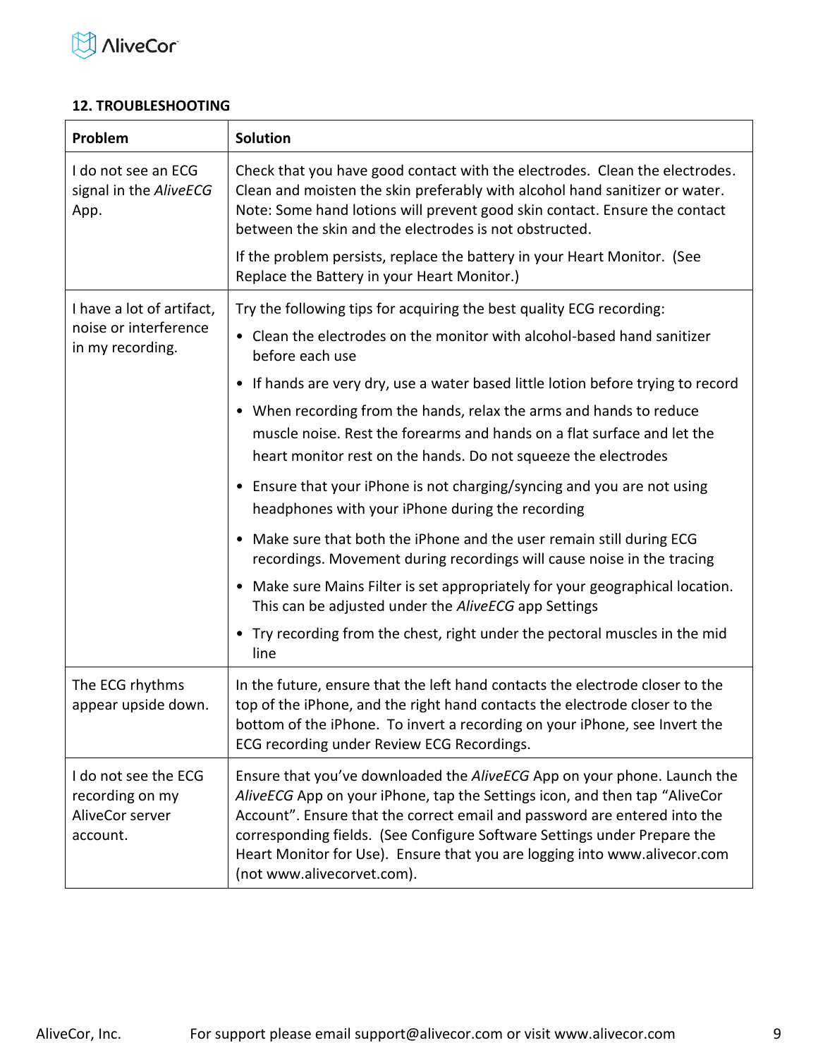## 12. TROUBLESHOOTING

| Problem | Solution |
|---|---|
| I do not see an ECG signal in the *AliveECG* App. | Check that you have good contact with the electrodes. Clean the electrodes. Clean and moisten the skin preferably with alcohol hand sanitizer or water. Note: Some hand lotions will prevent good skin contact. Ensure the contact between the skin and the electrodes is not obstructed.<br><br>If the problem persists, replace the battery in your Heart Monitor. (See Replace the Battery in your Heart Monitor.) |
| I have a lot of artifact, noise or interference in my recording. | Try the following tips for acquiring the best quality ECG recording:<br>• Clean the electrodes on the monitor with alcohol-based hand sanitizer before each use<br>• If hands are very dry, use a water based little lotion before trying to record<br>• When recording from the hands, relax the arms and hands to reduce muscle noise. Rest the forearms and hands on a flat surface and let the heart monitor rest on the hands. Do not squeeze the electrodes<br>• Ensure that your iPhone is not charging/syncing and you are not using headphones with your iPhone during the recording<br>• Make sure that both the iPhone and the user remain still during ECG recordings. Movement during recordings will cause noise in the tracing<br>• Make sure Mains Filter is set appropriately for your geographical location. This can be adjusted under the *AliveECG* app Settings<br>• Try recording from the chest, right under the pectoral muscles in the mid line |
| The ECG rhythms appear upside down. | In the future, ensure that the left hand contacts the electrode closer to the top of the iPhone, and the right hand contacts the electrode closer to the bottom of the iPhone. To invert a recording on your iPhone, see Invert the ECG recording under Review ECG Recordings. |
| I do not see the ECG recording on my AliveCor server account. | Ensure that you've downloaded the *AliveECG* App on your phone. Launch the *AliveECG* App on your iPhone, tap the Settings icon, and then tap "AliveCor Account". Ensure that the correct email and password are entered into the corresponding fields. (See Configure Software Settings under Prepare the Heart Monitor for Use). Ensure that you are logging into www.alivecor.com (not www.alivecorvet.com). |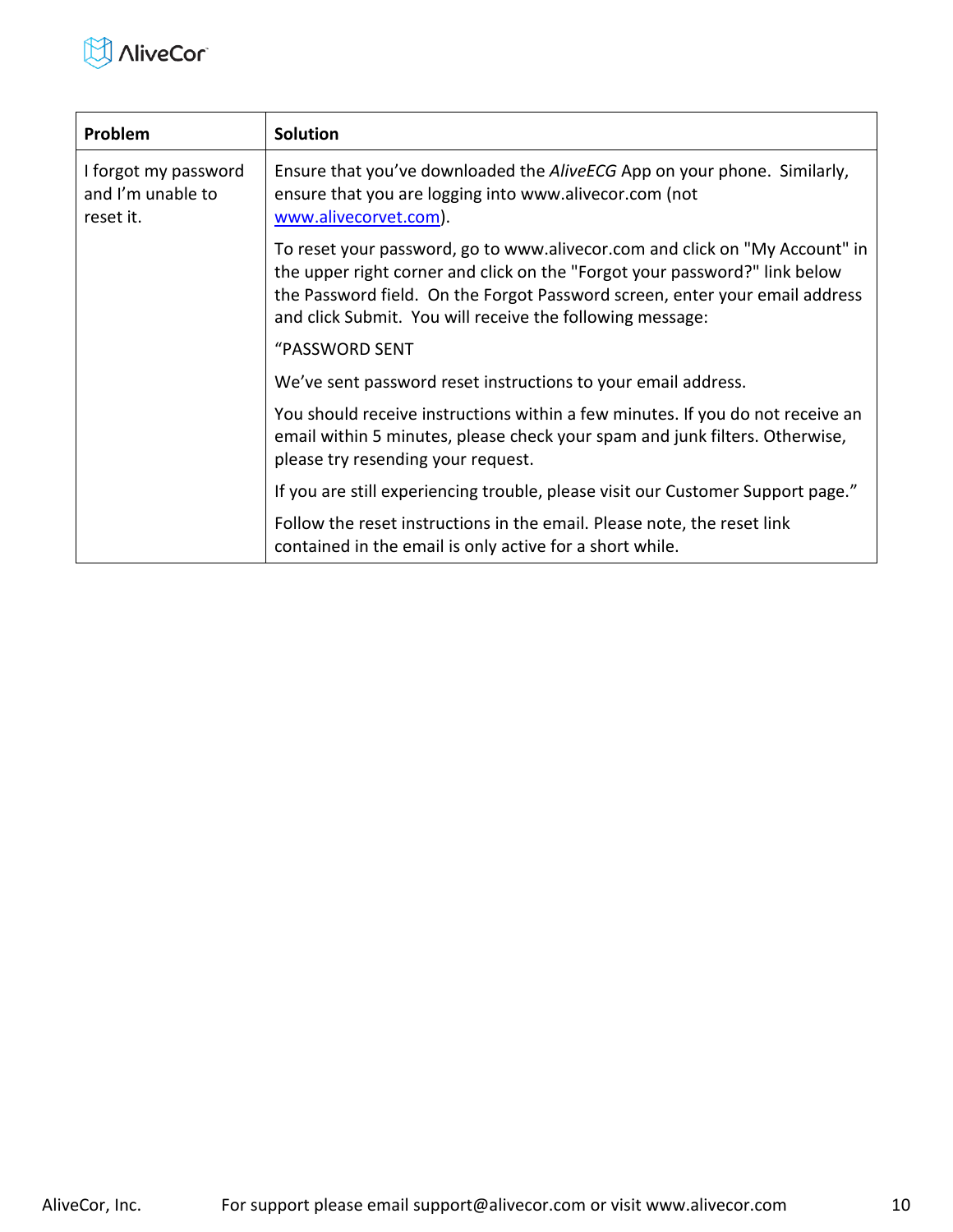| Problem | Solution |
|---|---|
| I forgot my password and I'm unable to reset it. | Ensure that you've downloaded the *AliveECG* App on your phone. Similarly, ensure that you are logging into www.alivecor.com (not www.alivecorvet.com).<br><br>To reset your password, go to www.alivecor.com and click on "My Account" in the upper right corner and click on the "Forgot your password?" link below the Password field. On the Forgot Password screen, enter your email address and click Submit. You will receive the following message:<br><br>"PASSWORD SENT<br><br>We've sent password reset instructions to your email address.<br><br>You should receive instructions within a few minutes. If you do not receive an email within 5 minutes, please check your spam and junk filters. Otherwise, please try resending your request.<br><br>If you are still experiencing trouble, please visit our Customer Support page."<br><br>Follow the reset instructions in the email. Please note, the reset link contained in the email is only active for a short while. |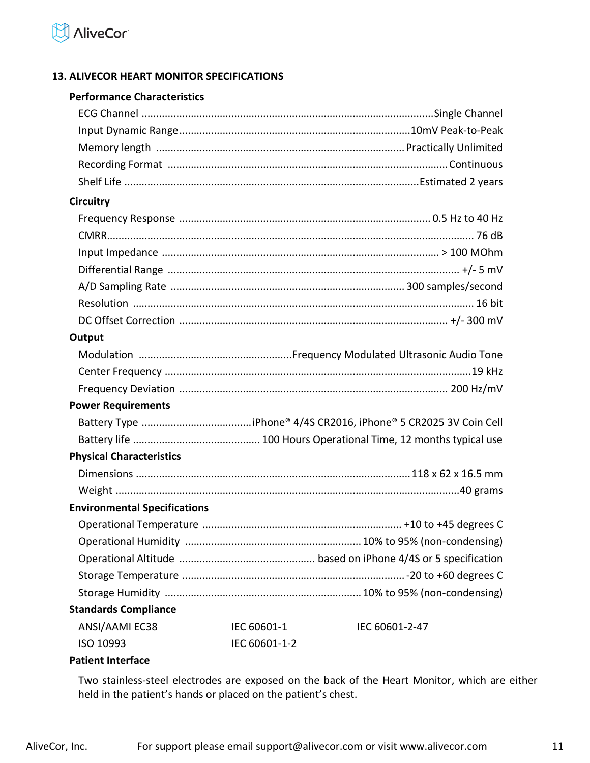## 13. ALIVECOR HEART MONITOR SPECIFICATIONS

### Performance Characteristics

| | |
|---|---|
| ECG Channel | Single Channel |
| Input Dynamic Range | 10mV Peak-to-Peak |
| Memory length | Practically Unlimited |
| Recording Format | Continuous |
| Shelf Life | Estimated 2 years |

### Circuitry

| | |
|---|---|
| Frequency Response | 0.5 Hz to 40 Hz |
| CMRR | 76 dB |
| Input Impedance | > 100 MOhm |
| Differential Range | +/- 5 mV |
| A/D Sampling Rate | 300 samples/second |
| Resolution | 16 bit |
| DC Offset Correction | +/- 300 mV |

### Output

| | |
|---|---|
| Modulation | Frequency Modulated Ultrasonic Audio Tone |
| Center Frequency | 19 kHz |
| Frequency Deviation | 200 Hz/mV |

### Power Requirements

| | |
|---|---|
| Battery Type | iPhone® 4/4S CR2016, iPhone® 5 CR2025 3V Coin Cell |
| Battery life | 100 Hours Operational Time, 12 months typical use |

### Physical Characteristics

| | |
|---|---|
| Dimensions | 118 x 62 x 16.5 mm |
| Weight | 40 grams |

### Environmental Specifications

| | |
|---|---|
| Operational Temperature | +10 to +45 degrees C |
| Operational Humidity | 10% to 95% (non-condensing) |
| Operational Altitude | based on iPhone 4/4S or 5 specification |
| Storage Temperature | -20 to +60 degrees C |
| Storage Humidity | 10% to 95% (non-condensing) |

### Standards Compliance

| | | |
|---|---|---|
| ANSI/AAMI EC38 | IEC 60601-1 | IEC 60601-2-47 |
| ISO 10993 | IEC 60601-1-2 | |

### Patient Interface

Two stainless-steel electrodes are exposed on the back of the Heart Monitor, which are either held in the patient's hands or placed on the patient's chest.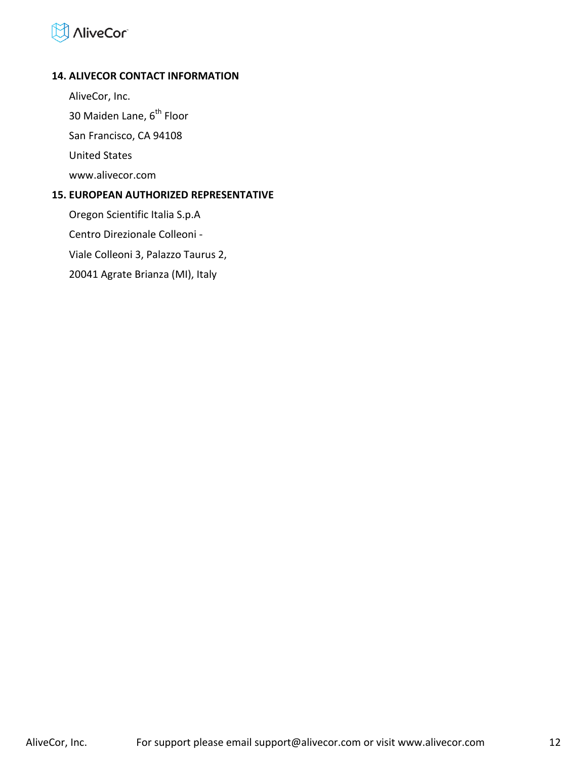## 14. ALIVECOR CONTACT INFORMATION

AliveCor, Inc.

30 Maiden Lane, 6th Floor

San Francisco, CA 94108

United States

www.alivecor.com

## 15. EUROPEAN AUTHORIZED REPRESENTATIVE

Oregon Scientific Italia S.p.A

Centro Direzionale Colleoni -

Viale Colleoni 3, Palazzo Taurus 2,

20041 Agrate Brianza (MI), Italy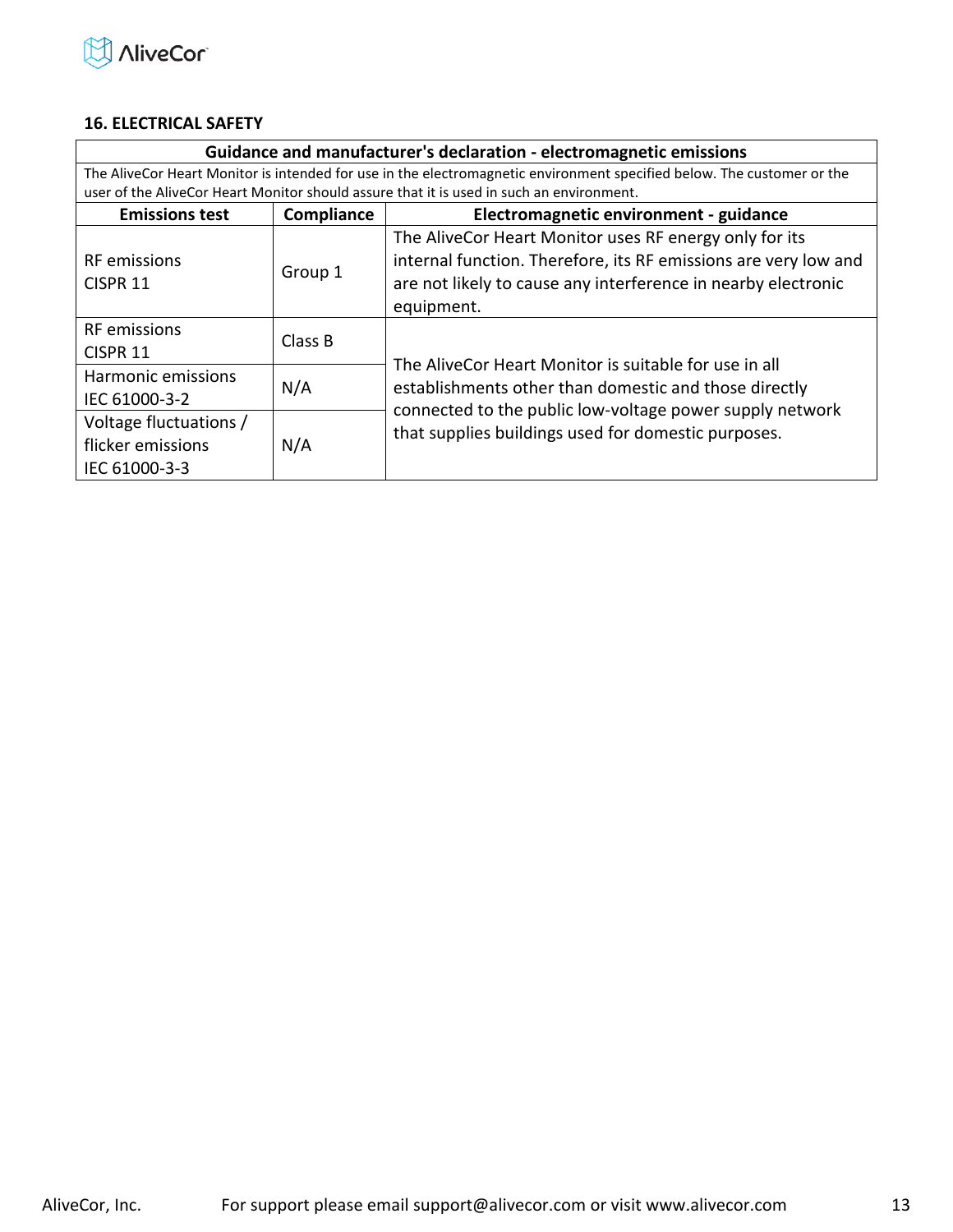## 16. ELECTRICAL SAFETY

| Guidance and manufacturer's declaration - electromagnetic emissions | | |
|---|---|---|
| The AliveCor Heart Monitor is intended for use in the electromagnetic environment specified below. The customer or the user of the AliveCor Heart Monitor should assure that it is used in such an environment. | | |
| **Emissions test** | **Compliance** | **Electromagnetic environment - guidance** |
| RF emissions CISPR 11 | Group 1 | The AliveCor Heart Monitor uses RF energy only for its internal function. Therefore, its RF emissions are very low and are not likely to cause any interference in nearby electronic equipment. |
| RF emissions CISPR 11 | Class B | The AliveCor Heart Monitor is suitable for use in all establishments other than domestic and those directly connected to the public low-voltage power supply network that supplies buildings used for domestic purposes. |
| Harmonic emissions IEC 61000-3-2 | N/A | |
| Voltage fluctuations / flicker emissions IEC 61000-3-3 | N/A | |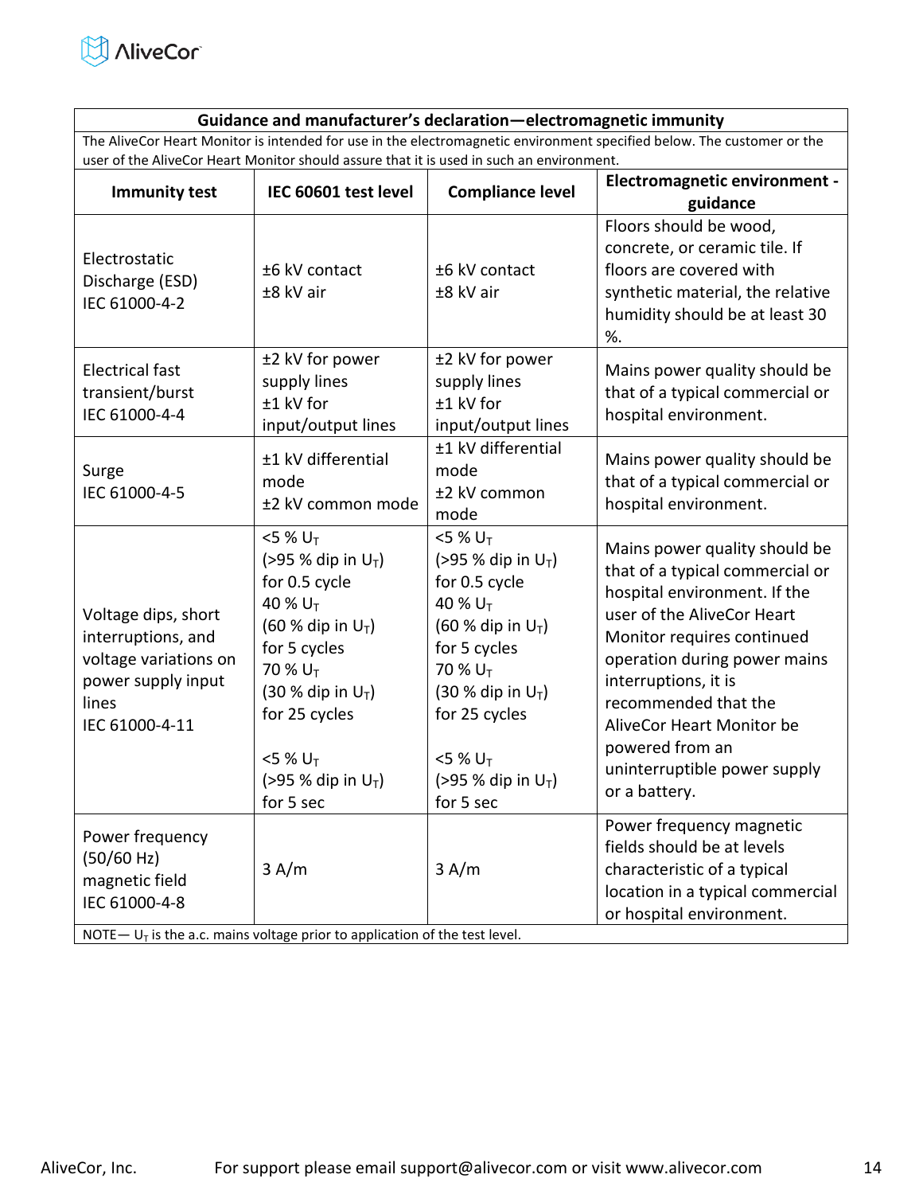| Guidance and manufacturer's declaration—electromagnetic immunity | | | |
|---|---|---|---|
| The AliveCor Heart Monitor is intended for use in the electromagnetic environment specified below. The customer or the user of the AliveCor Heart Monitor should assure that it is used in such an environment. | | | |
| **Immunity test** | **IEC 60601 test level** | **Compliance level** | **Electromagnetic environment - guidance** |
| Electrostatic Discharge (ESD) IEC 61000-4-2 | ±6 kV contact ±8 kV air | ±6 kV contact ±8 kV air | Floors should be wood, concrete, or ceramic tile. If floors are covered with synthetic material, the relative humidity should be at least 30 %. |
| Electrical fast transient/burst IEC 61000-4-4 | ±2 kV for power supply lines ±1 kV for input/output lines | ±2 kV for power supply lines ±1 kV for input/output lines | Mains power quality should be that of a typical commercial or hospital environment. |
| Surge IEC 61000-4-5 | ±1 kV differential mode ±2 kV common mode | ±1 kV differential mode ±2 kV common mode | Mains power quality should be that of a typical commercial or hospital environment. |
| Voltage dips, short interruptions, and voltage variations on power supply input lines IEC 61000-4-11 | <5 % $U_T$ (>95 % dip in $U_T$) for 0.5 cycle 40 % $U_T$ (60 % dip in $U_T$) for 5 cycles 70 % $U_T$ (30 % dip in $U_T$) for 25 cycles <5 % $U_T$ (>95 % dip in $U_T$) for 5 sec | <5 % $U_T$ (>95 % dip in $U_T$) for 0.5 cycle 40 % $U_T$ (60 % dip in $U_T$) for 5 cycles 70 % $U_T$ (30 % dip in $U_T$) for 25 cycles <5 % $U_T$ (>95 % dip in $U_T$) for 5 sec | Mains power quality should be that of a typical commercial or hospital environment. If the user of the AliveCor Heart Monitor requires continued operation during power mains interruptions, it is recommended that the AliveCor Heart Monitor be powered from an uninterruptible power supply or a battery. |
| Power frequency (50/60 Hz) magnetic field IEC 61000-4-8 | 3 A/m | 3 A/m | Power frequency magnetic fields should be at levels characteristic of a typical location in a typical commercial or hospital environment. |
| NOTE— $U_T$ is the a.c. mains voltage prior to application of the test level. | | | |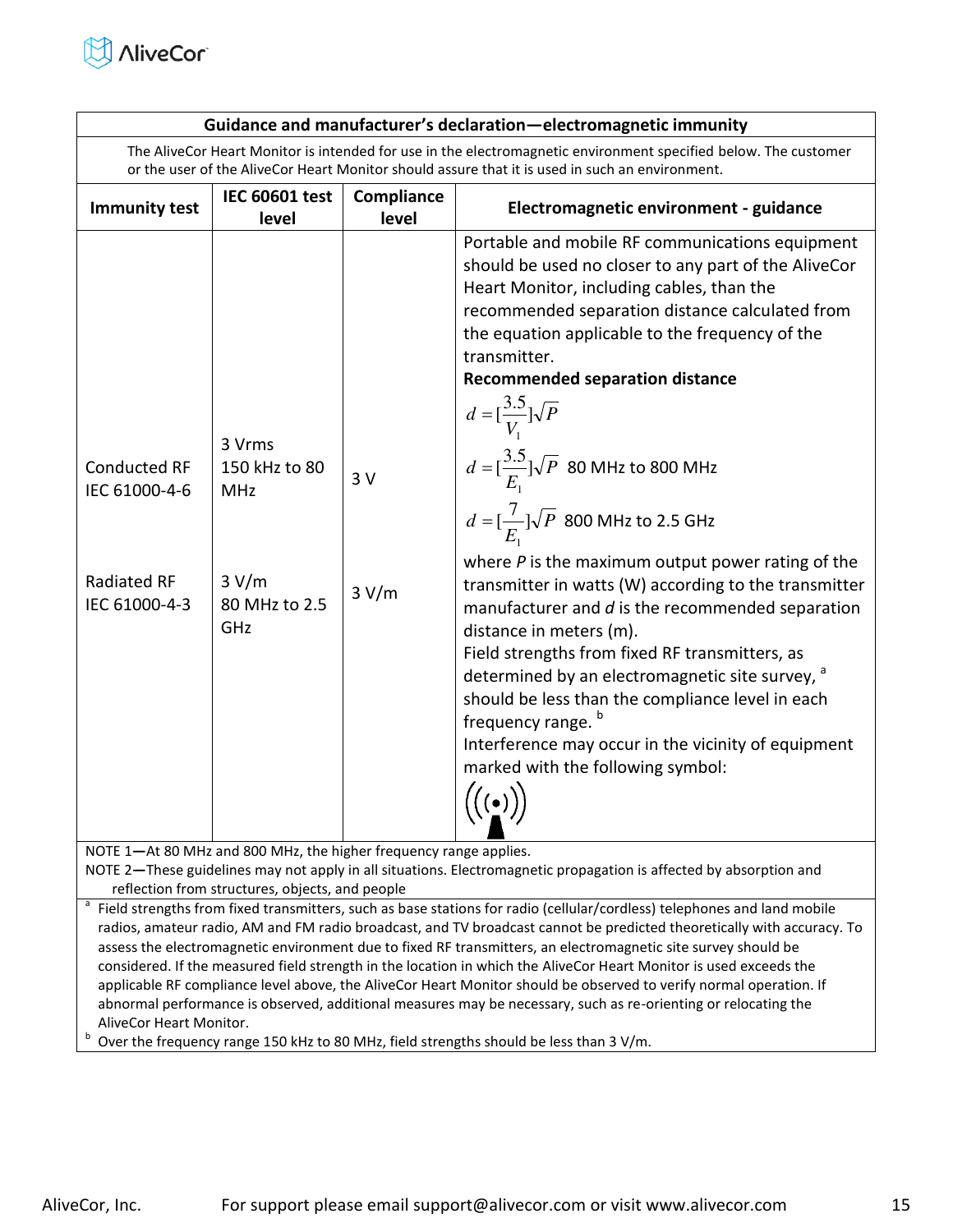| Guidance and manufacturer's declaration—electromagnetic immunity | | | |
|---|---|---|---|
| The AliveCor Heart Monitor is intended for use in the electromagnetic environment specified below. The customer or the user of the AliveCor Heart Monitor should assure that it is used in such an environment. | | | |
| **Immunity test** | **IEC 60601 test level** | **Compliance level** | **Electromagnetic environment - guidance** |
| Conducted RF IEC 61000-4-6<br><br>Radiated RF IEC 61000-4-3 | 3 Vrms 150 kHz to 80 MHz<br><br>3 V/m 80 MHz to 2.5 GHz | 3 V<br><br>3 V/m | Portable and mobile RF communications equipment should be used no closer to any part of the AliveCor Heart Monitor, including cables, than the recommended separation distance calculated from the equation applicable to the frequency of the transmitter.<br>**Recommended separation distance**<br>$d = [\frac{3.5}{V_1}]\sqrt{P}$<br>$d = [\frac{3.5}{E_1}]\sqrt{P}$ 80 MHz to 800 MHz<br>$d = [\frac{7}{E_1}]\sqrt{P}$ 800 MHz to 2.5 GHz<br>where *P* is the maximum output power rating of the transmitter in watts (W) according to the transmitter manufacturer and *d* is the recommended separation distance in meters (m).<br>Field strengths from fixed RF transmitters, as determined by an electromagnetic site survey, [a] should be less than the compliance level in each frequency range. [b]<br>Interference may occur in the vicinity of equipment marked with the following symbol: |

NOTE 1—At 80 MHz and 800 MHz, the higher frequency range applies.
NOTE 2—These guidelines may not apply in all situations. Electromagnetic propagation is affected by absorption and reflection from structures, objects, and people

[a] Field strengths from fixed transmitters, such as base stations for radio (cellular/cordless) telephones and land mobile radios, amateur radio, AM and FM radio broadcast, and TV broadcast cannot be predicted theoretically with accuracy. To assess the electromagnetic environment due to fixed RF transmitters, an electromagnetic site survey should be considered. If the measured field strength in the location in which the AliveCor Heart Monitor is used exceeds the applicable RF compliance level above, the AliveCor Heart Monitor should be observed to verify normal operation. If abnormal performance is observed, additional measures may be necessary, such as re-orienting or relocating the AliveCor Heart Monitor.

[b] Over the frequency range 150 kHz to 80 MHz, field strengths should be less than 3 V/m.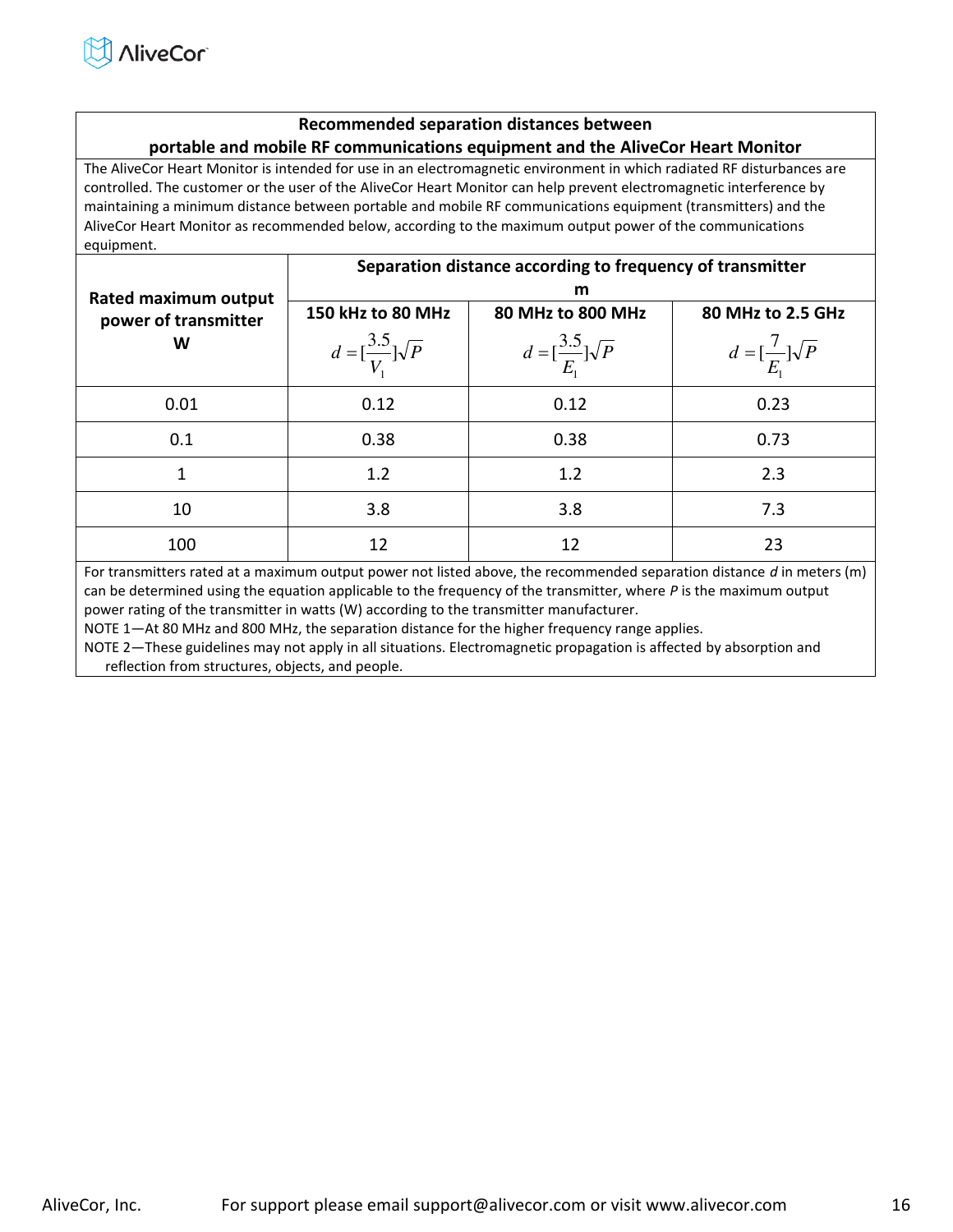| **Recommended separation distances between portable and mobile RF communications equipment and the AliveCor Heart Monitor** | | | |
|---|---|---|---|
| The AliveCor Heart Monitor is intended for use in an electromagnetic environment in which radiated RF disturbances are controlled. The customer or the user of the AliveCor Heart Monitor can help prevent electromagnetic interference by maintaining a minimum distance between portable and mobile RF communications equipment (transmitters) and the AliveCor Heart Monitor as recommended below, according to the maximum output power of the communications equipment. | | | |
| **Rated maximum output power of transmitter W** | **Separation distance according to frequency of transmitter m** | | |
| | **150 kHz to 80 MHz** $d = [\frac{3.5}{V_1}]\sqrt{P}$ | **80 MHz to 800 MHz** $d = [\frac{3.5}{E_1}]\sqrt{P}$ | **80 MHz to 2.5 GHz** $d = [\frac{7}{E_1}]\sqrt{P}$ |
| 0.01 | 0.12 | 0.12 | 0.23 |
| 0.1 | 0.38 | 0.38 | 0.73 |
| 1 | 1.2 | 1.2 | 2.3 |
| 10 | 3.8 | 3.8 | 7.3 |
| 100 | 12 | 12 | 23 |

For transmitters rated at a maximum output power not listed above, the recommended separation distance *d* in meters (m) can be determined using the equation applicable to the frequency of the transmitter, where *P* is the maximum output power rating of the transmitter in watts (W) according to the transmitter manufacturer.

NOTE 1—At 80 MHz and 800 MHz, the separation distance for the higher frequency range applies.

NOTE 2—These guidelines may not apply in all situations. Electromagnetic propagation is affected by absorption and reflection from structures, objects, and people.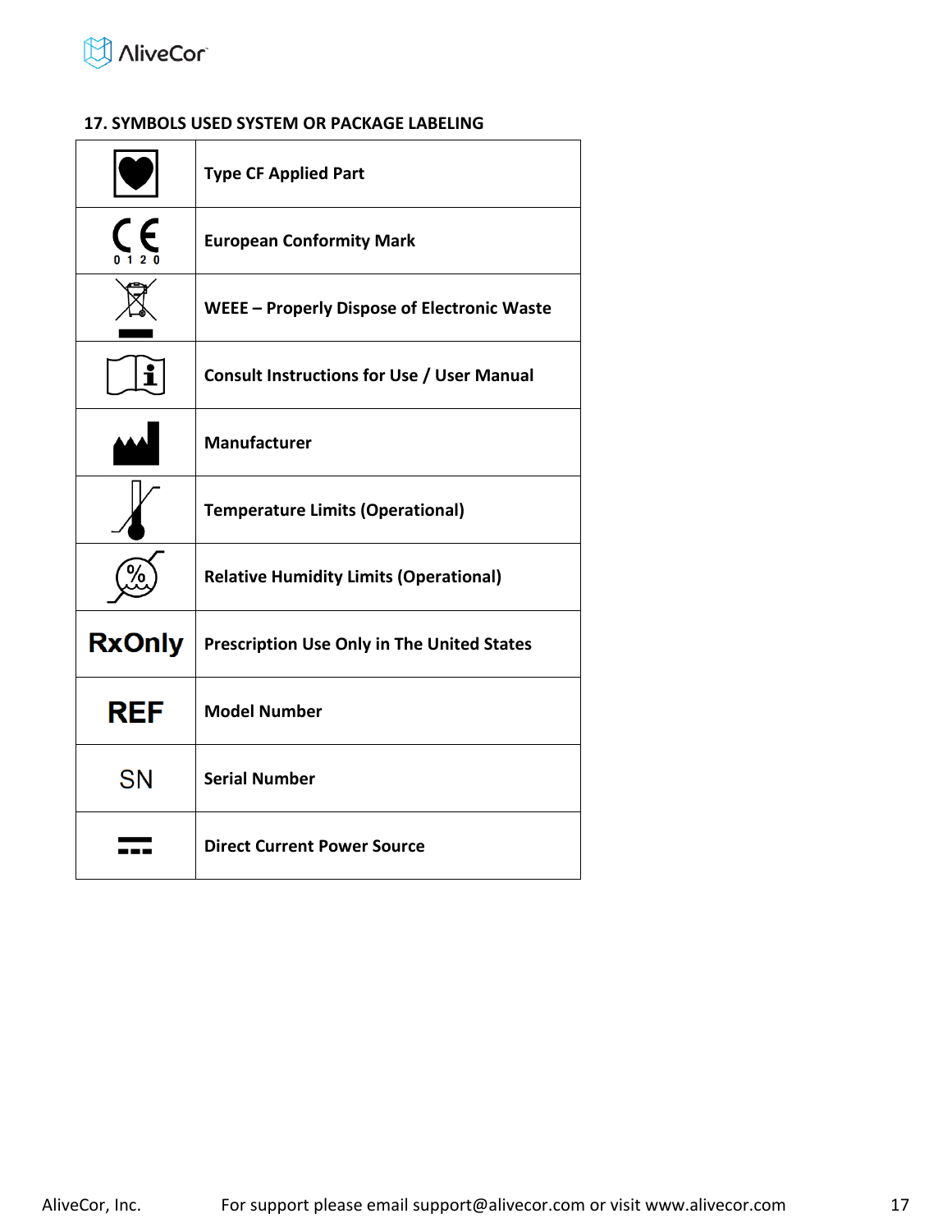## 17. SYMBOLS USED SYSTEM OR PACKAGE LABELING

| | |
|---|---|
| | **Type CF Applied Part** |
| CE 0120 | **European Conformity Mark** |
| | **WEEE – Properly Dispose of Electronic Waste** |
| | **Consult Instructions for Use / User Manual** |
| | **Manufacturer** |
| | **Temperature Limits (Operational)** |
| % | **Relative Humidity Limits (Operational)** |
| RxOnly | **Prescription Use Only in The United States** |
| REF | **Model Number** |
| SN | **Serial Number** |
| | **Direct Current Power Source** |